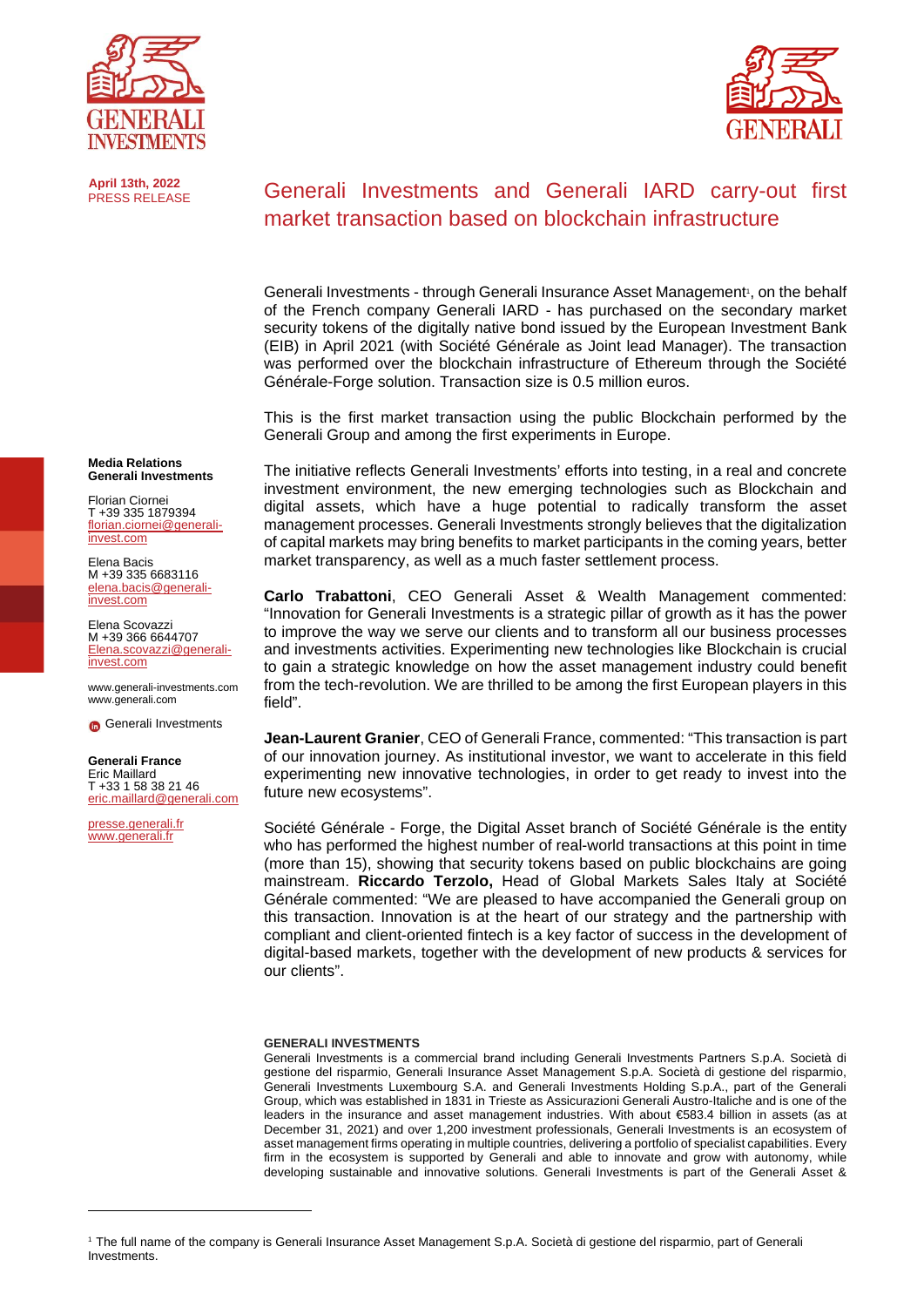**April 13th, 2022**
PRESS RELEASE

# Generali Investments and Generali IARD carry-out first market transaction based on blockchain infrastructure

Generali Investments - through Generali Insurance Asset Management[1], on the behalf of the French company Generali IARD - has purchased on the secondary market security tokens of the digitally native bond issued by the European Investment Bank (EIB) in April 2021 (with Société Générale as Joint lead Manager). The transaction was performed over the blockchain infrastructure of Ethereum through the Société Générale-Forge solution. Transaction size is 0.5 million euros.

This is the first market transaction using the public Blockchain performed by the Generali Group and among the first experiments in Europe.

The initiative reflects Generali Investments' efforts into testing, in a real and concrete investment environment, the new emerging technologies such as Blockchain and digital assets, which have a huge potential to radically transform the asset management processes. Generali Investments strongly believes that the digitalization of capital markets may bring benefits to market participants in the coming years, better market transparency, as well as a much faster settlement process.

**Carlo Trabattoni**, CEO Generali Asset & Wealth Management commented: "Innovation for Generali Investments is a strategic pillar of growth as it has the power to improve the way we serve our clients and to transform all our business processes and investments activities. Experimenting new technologies like Blockchain is crucial to gain a strategic knowledge on how the asset management industry could benefit from the tech-revolution. We are thrilled to be among the first European players in this field".

**Jean-Laurent Granier**, CEO of Generali France, commented: "This transaction is part of our innovation journey. As institutional investor, we want to accelerate in this field experimenting new innovative technologies, in order to get ready to invest into the future new ecosystems".

Société Générale - Forge, the Digital Asset branch of Société Générale is the entity who has performed the highest number of real-world transactions at this point in time (more than 15), showing that security tokens based on public blockchains are going mainstream. **Riccardo Terzolo,** Head of Global Markets Sales Italy at Société Générale commented: "We are pleased to have accompanied the Generali group on this transaction. Innovation is at the heart of our strategy and the partnership with compliant and client-oriented fintech is a key factor of success in the development of digital-based markets, together with the development of new products & services for our clients".

**Media Relations**
**Generali Investments**

Florian Ciornei
T +39 335 1879394
florian.ciornei@generali-invest.com

Elena Bacis
M +39 335 6683116
elena.bacis@generali-invest.com

Elena Scovazzi
M +39 366 6644707
Elena.scovazzi@generali-invest.com

www.generali-investments.com
www.generali.com

Generali Investments

**Generali France**
Eric Maillard
T +33 1 58 38 21 46
eric.maillard@generali.com

presse.generali.fr
www.generali.fr

**GENERALI INVESTMENTS**

Generali Investments is a commercial brand including Generali Investments Partners S.p.A. Società di gestione del risparmio, Generali Insurance Asset Management S.p.A. Società di gestione del risparmio, Generali Investments Luxembourg S.A. and Generali Investments Holding S.p.A., part of the Generali Group, which was established in 1831 in Trieste as Assicurazioni Generali Austro-Italiche and is one of the leaders in the insurance and asset management industries. With about €583.4 billion in assets (as at December 31, 2021) and over 1,200 investment professionals, Generali Investments is an ecosystem of asset management firms operating in multiple countries, delivering a portfolio of specialist capabilities. Every firm in the ecosystem is supported by Generali and able to innovate and grow with autonomy, while developing sustainable and innovative solutions. Generali Investments is part of the Generali Asset &

---

[1] The full name of the company is Generali Insurance Asset Management S.p.A. Società di gestione del risparmio, part of Generali Investments.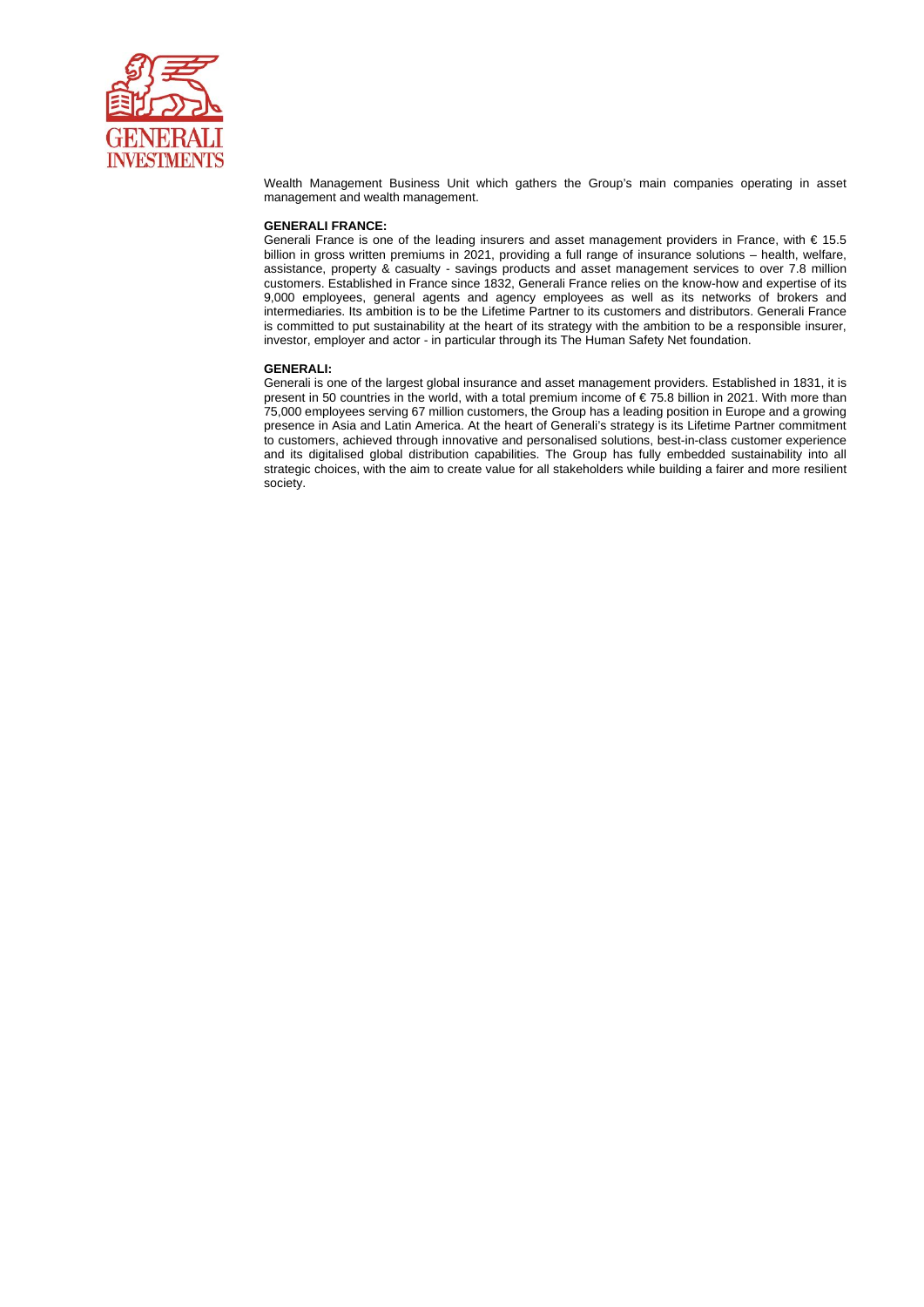Wealth Management Business Unit which gathers the Group's main companies operating in asset management and wealth management.

**GENERALI FRANCE:**

Generali France is one of the leading insurers and asset management providers in France, with € 15.5 billion in gross written premiums in 2021, providing a full range of insurance solutions – health, welfare, assistance, property & casualty - savings products and asset management services to over 7.8 million customers. Established in France since 1832, Generali France relies on the know-how and expertise of its 9,000 employees, general agents and agency employees as well as its networks of brokers and intermediaries. Its ambition is to be the Lifetime Partner to its customers and distributors. Generali France is committed to put sustainability at the heart of its strategy with the ambition to be a responsible insurer, investor, employer and actor - in particular through its The Human Safety Net foundation.

**GENERALI:**

Generali is one of the largest global insurance and asset management providers. Established in 1831, it is present in 50 countries in the world, with a total premium income of € 75.8 billion in 2021. With more than 75,000 employees serving 67 million customers, the Group has a leading position in Europe and a growing presence in Asia and Latin America. At the heart of Generali's strategy is its Lifetime Partner commitment to customers, achieved through innovative and personalised solutions, best-in-class customer experience and its digitalised global distribution capabilities. The Group has fully embedded sustainability into all strategic choices, with the aim to create value for all stakeholders while building a fairer and more resilient society.